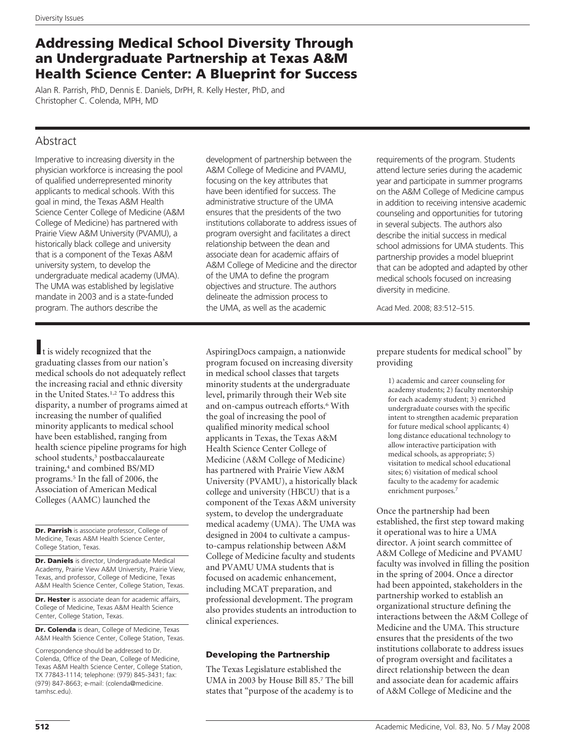# Addressing Medical School Diversity Through an Undergraduate Partnership at Texas A&M Health Science Center: A Blueprint for Success

Alan R. Parrish, PhD, Dennis E. Daniels, DrPH, R. Kelly Hester, PhD, and Christopher C. Colenda, MPH, MD

## Abstract

Imperative to increasing diversity in the physician workforce is increasing the pool of qualified underrepresented minority applicants to medical schools. With this goal in mind, the Texas A&M Health Science Center College of Medicine (A&M College of Medicine) has partnered with Prairie View A&M University (PVAMU), a historically black college and university that is a component of the Texas A&M university system, to develop the undergraduate medical academy (UMA). The UMA was established by legislative mandate in 2003 and is a state-funded program. The authors describe the development of partnership between the A&M College of Medicine and PVAMU, focusing on the key attributes that have been identified for success. The administrative structure of the UMA ensures that the presidents of the two institutions collaborate to address issues of program oversight and facilitates a direct relationship between the dean and associate dean for academic affairs of A&M College of Medicine and the director of the UMA to define the program objectives and structure. The authors delineate the admission process to the UMA, as well as the academic requirements of the program. Students attend lecture series during the academic year and participate in summer programs on the A&M College of Medicine campus in addition to receiving intensive academic counseling and opportunities for tutoring in several subjects. The authors also describe the initial success in medical school admissions for UMA students. This partnership provides a model blueprint that can be adopted and adapted by other medical schools focused on increasing diversity in medicine.

Acad Med. 2008; 83:512–515.

It is widely recognized that the graduating classes from our nation's medical schools do not adequately reflect the increasing racial and ethnic diversity in the United States.[1,2] To address this disparity, a number of programs aimed at increasing the number of qualified minority applicants to medical school have been established, ranging from health science pipeline programs for high school students,[3] postbaccalaureate training,[4] and combined BS/MD programs.[5] In the fall of 2006, the Association of American Medical Colleges (AAMC) launched the AspiringDocs campaign, a nationwide program focused on increasing diversity in medical school classes that targets minority students at the undergraduate level, primarily through their Web site and on-campus outreach efforts.[6] With the goal of increasing the pool of qualified minority medical school applicants in Texas, the Texas A&M Health Science Center College of Medicine (A&M College of Medicine) has partnered with Prairie View A&M University (PVAMU), a historically black college and university (HBCU) that is a component of the Texas A&M university system, to develop the undergraduate medical academy (UMA). The UMA was designed in 2004 to cultivate a campus-to-campus relationship between A&M College of Medicine faculty and students and PVAMU UMA students that is focused on academic enhancement, including MCAT preparation, and professional development. The program also provides students an introduction to clinical experiences.

## Developing the Partnership

The Texas Legislature established the UMA in 2003 by House Bill 85.[7] The bill states that "purpose of the academy is to prepare students for medical school" by providing

> 1) academic and career counseling for academy students; 2) faculty mentorship for each academy student; 3) enriched undergraduate courses with the specific intent to strengthen academic preparation for future medical school applicants; 4) long distance educational technology to allow interactive participation with medical schools, as appropriate; 5) visitation to medical school educational sites; 6) visitation of medical school faculty to the academy for academic enrichment purposes.[7]

Once the partnership had been established, the first step toward making it operational was to hire a UMA director. A joint search committee of A&M College of Medicine and PVAMU faculty was involved in filling the position in the spring of 2004. Once a director had been appointed, stakeholders in the partnership worked to establish an organizational structure defining the interactions between the A&M College of Medicine and the UMA. This structure ensures that the presidents of the two institutions collaborate to address issues of program oversight and facilitates a direct relationship between the dean and associate dean for academic affairs of A&M College of Medicine and the

---

**Dr. Parrish** is associate professor, College of Medicine, Texas A&M Health Science Center, College Station, Texas.

**Dr. Daniels** is director, Undergraduate Medical Academy, Prairie View A&M University, Prairie View, Texas, and professor, College of Medicine, Texas A&M Health Science Center, College Station, Texas.

**Dr. Hester** is associate dean for academic affairs, College of Medicine, Texas A&M Health Science Center, College Station, Texas.

**Dr. Colenda** is dean, College of Medicine, Texas A&M Health Science Center, College Station, Texas.

Correspondence should be addressed to Dr. Colenda, Office of the Dean, College of Medicine, Texas A&M Health Science Center, College Station, TX 77843-1114; telephone: (979) 845-3431; fax: (979) 847-8663; e-mail: (colenda@medicine.tamhsc.edu).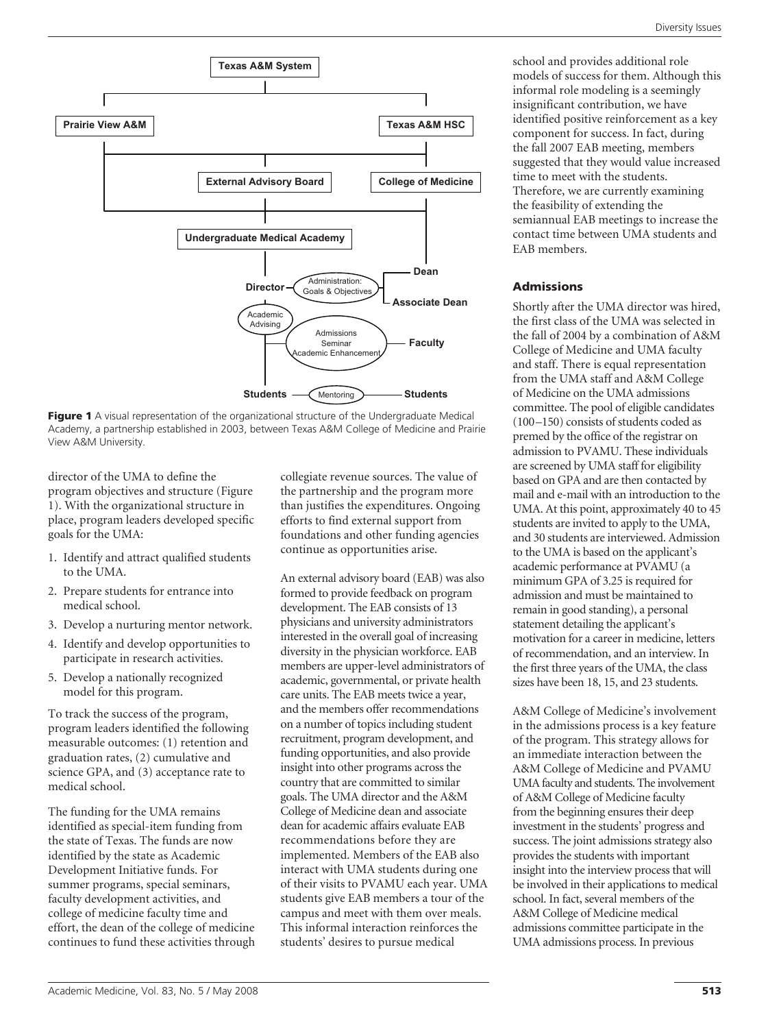Texas A&M System

Prairie View A&M

Texas A&M HSC

External Advisory Board

College of Medicine

Undergraduate Medical Academy

Director

Administration: Goals & Objectives

Dean

Associate Dean

Academic Advising

Admissions Seminar Academic Enhancement

Faculty

Students

Mentoring

Students

**Figure 1** A visual representation of the organizational structure of the Undergraduate Medical Academy, a partnership established in 2003, between Texas A&M College of Medicine and Prairie View A&M University.

director of the UMA to define the program objectives and structure (Figure 1). With the organizational structure in place, program leaders developed specific goals for the UMA:

1. Identify and attract qualified students to the UMA.
2. Prepare students for entrance into medical school.
3. Develop a nurturing mentor network.
4. Identify and develop opportunities to participate in research activities.
5. Develop a nationally recognized model for this program.

To track the success of the program, program leaders identified the following measurable outcomes: (1) retention and graduation rates, (2) cumulative and science GPA, and (3) acceptance rate to medical school.

The funding for the UMA remains identified as special-item funding from the state of Texas. The funds are now identified by the state as Academic Development Initiative funds. For summer programs, special seminars, faculty development activities, and college of medicine faculty time and effort, the dean of the college of medicine continues to fund these activities through collegiate revenue sources. The value of the partnership and the program more than justifies the expenditures. Ongoing efforts to find external support from foundations and other funding agencies continue as opportunities arise.

An external advisory board (EAB) was also formed to provide feedback on program development. The EAB consists of 13 physicians and university administrators interested in the overall goal of increasing diversity in the physician workforce. EAB members are upper-level administrators of academic, governmental, or private health care units. The EAB meets twice a year, and the members offer recommendations on a number of topics including student recruitment, program development, and funding opportunities, and also provide insight into other programs across the country that are committed to similar goals. The UMA director and the A&M College of Medicine dean and associate dean for academic affairs evaluate EAB recommendations before they are implemented. Members of the EAB also interact with UMA students during one of their visits to PVAMU each year. UMA students give EAB members a tour of the campus and meet with them over meals. This informal interaction reinforces the students' desires to pursue medical school and provides additional role models of success for them. Although this informal role modeling is a seemingly insignificant contribution, we have identified positive reinforcement as a key component for success. In fact, during the fall 2007 EAB meeting, members suggested that they would value increased time to meet with the students. Therefore, we are currently examining the feasibility of extending the semiannual EAB meetings to increase the contact time between UMA students and EAB members.

## Admissions

Shortly after the UMA director was hired, the first class of the UMA was selected in the fall of 2004 by a combination of A&M College of Medicine and UMA faculty and staff. There is equal representation from the UMA staff and A&M College of Medicine on the UMA admissions committee. The pool of eligible candidates (100–150) consists of students coded as premed by the office of the registrar on admission to PVAMU. These individuals are screened by UMA staff for eligibility based on GPA and are then contacted by mail and e-mail with an introduction to the UMA. At this point, approximately 40 to 45 students are invited to apply to the UMA, and 30 students are interviewed. Admission to the UMA is based on the applicant's academic performance at PVAMU (a minimum GPA of 3.25 is required for admission and must be maintained to remain in good standing), a personal statement detailing the applicant's motivation for a career in medicine, letters of recommendation, and an interview. In the first three years of the UMA, the class sizes have been 18, 15, and 23 students.

A&M College of Medicine's involvement in the admissions process is a key feature of the program. This strategy allows for an immediate interaction between the A&M College of Medicine and PVAMU UMA faculty and students. The involvement of A&M College of Medicine faculty from the beginning ensures their deep investment in the students' progress and success. The joint admissions strategy also provides the students with important insight into the interview process that will be involved in their applications to medical school. In fact, several members of the A&M College of Medicine medical admissions committee participate in the UMA admissions process. In previous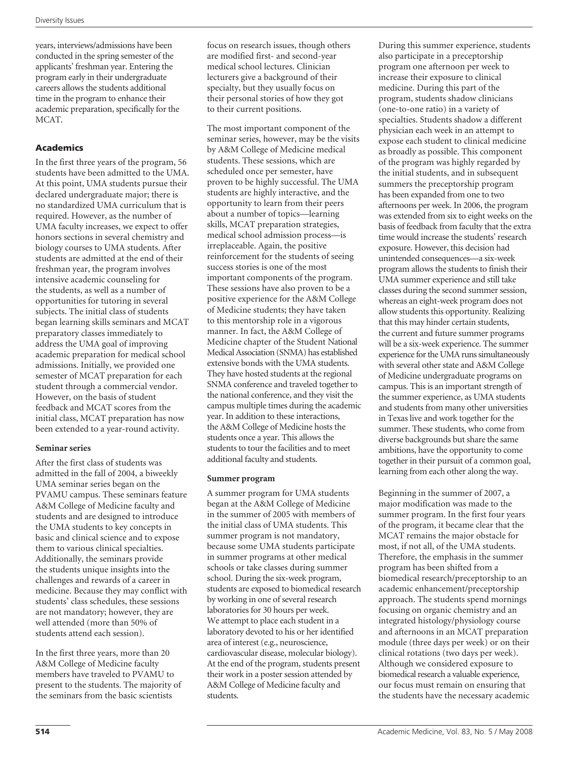years, interviews/admissions have been conducted in the spring semester of the applicants' freshman year. Entering the program early in their undergraduate careers allows the students additional time in the program to enhance their academic preparation, specifically for the MCAT.

## Academics

In the first three years of the program, 56 students have been admitted to the UMA. At this point, UMA students pursue their declared undergraduate major; there is no standardized UMA curriculum that is required. However, as the number of UMA faculty increases, we expect to offer honors sections in several chemistry and biology courses to UMA students. After students are admitted at the end of their freshman year, the program involves intensive academic counseling for the students, as well as a number of opportunities for tutoring in several subjects. The initial class of students began learning skills seminars and MCAT preparatory classes immediately to address the UMA goal of improving academic preparation for medical school admissions. Initially, we provided one semester of MCAT preparation for each student through a commercial vendor. However, on the basis of student feedback and MCAT scores from the initial class, MCAT preparation has now been extended to a year-round activity.

### Seminar series

After the first class of students was admitted in the fall of 2004, a biweekly UMA seminar series began on the PVAMU campus. These seminars feature A&M College of Medicine faculty and students and are designed to introduce the UMA students to key concepts in basic and clinical science and to expose them to various clinical specialties. Additionally, the seminars provide the students unique insights into the challenges and rewards of a career in medicine. Because they may conflict with students' class schedules, these sessions are not mandatory; however, they are well attended (more than 50% of students attend each session).

In the first three years, more than 20 A&M College of Medicine faculty members have traveled to PVAMU to present to the students. The majority of the seminars from the basic scientists focus on research issues, though others are modified first- and second-year medical school lectures. Clinician lecturers give a background of their specialty, but they usually focus on their personal stories of how they got to their current positions.

The most important component of the seminar series, however, may be the visits by A&M College of Medicine medical students. These sessions, which are scheduled once per semester, have proven to be highly successful. The UMA students are highly interactive, and the opportunity to learn from their peers about a number of topics—learning skills, MCAT preparation strategies, medical school admission process—is irreplaceable. Again, the positive reinforcement for the students of seeing success stories is one of the most important components of the program. These sessions have also proven to be a positive experience for the A&M College of Medicine students; they have taken to this mentorship role in a vigorous manner. In fact, the A&M College of Medicine chapter of the Student National Medical Association (SNMA) has established extensive bonds with the UMA students. They have hosted students at the regional SNMA conference and traveled together to the national conference, and they visit the campus multiple times during the academic year. In addition to these interactions, the A&M College of Medicine hosts the students once a year. This allows the students to tour the facilities and to meet additional faculty and students.

### Summer program

A summer program for UMA students began at the A&M College of Medicine in the summer of 2005 with members of the initial class of UMA students. This summer program is not mandatory, because some UMA students participate in summer programs at other medical schools or take classes during summer school. During the six-week program, students are exposed to biomedical research by working in one of several research laboratories for 30 hours per week. We attempt to place each student in a laboratory devoted to his or her identified area of interest (e.g., neuroscience, cardiovascular disease, molecular biology). At the end of the program, students present their work in a poster session attended by A&M College of Medicine faculty and students.

During this summer experience, students also participate in a preceptorship program one afternoon per week to increase their exposure to clinical medicine. During this part of the program, students shadow clinicians (one-to-one ratio) in a variety of specialties. Students shadow a different physician each week in an attempt to expose each student to clinical medicine as broadly as possible. This component of the program was highly regarded by the initial students, and in subsequent summers the preceptorship program has been expanded from one to two afternoons per week. In 2006, the program was extended from six to eight weeks on the basis of feedback from faculty that the extra time would increase the students' research exposure. However, this decision had unintended consequences—a six-week program allows the students to finish their UMA summer experience and still take classes during the second summer session, whereas an eight-week program does not allow students this opportunity. Realizing that this may hinder certain students, the current and future summer programs will be a six-week experience. The summer experience for the UMA runs simultaneously with several other state and A&M College of Medicine undergraduate programs on campus. This is an important strength of the summer experience, as UMA students and students from many other universities in Texas live and work together for the summer. These students, who come from diverse backgrounds but share the same ambitions, have the opportunity to come together in their pursuit of a common goal, learning from each other along the way.

Beginning in the summer of 2007, a major modification was made to the summer program. In the first four years of the program, it became clear that the MCAT remains the major obstacle for most, if not all, of the UMA students. Therefore, the emphasis in the summer program has been shifted from a biomedical research/preceptorship to an academic enhancement/preceptorship approach. The students spend mornings focusing on organic chemistry and an integrated histology/physiology course and afternoons in an MCAT preparation module (three days per week) or on their clinical rotations (two days per week). Although we considered exposure to biomedical research a valuable experience, our focus must remain on ensuring that the students have the necessary academic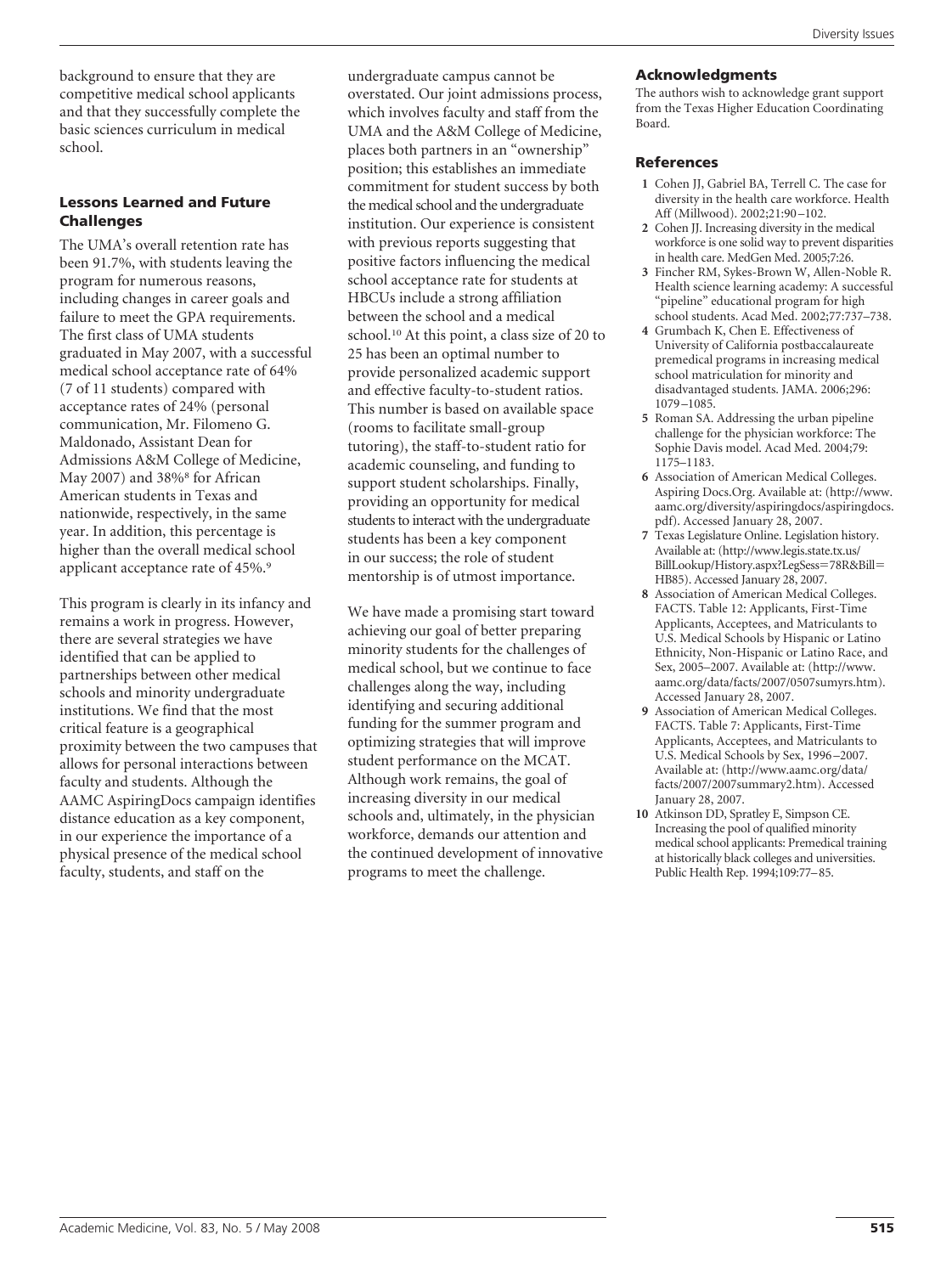background to ensure that they are competitive medical school applicants and that they successfully complete the basic sciences curriculum in medical school.

### Lessons Learned and Future Challenges

The UMA's overall retention rate has been 91.7%, with students leaving the program for numerous reasons, including changes in career goals and failure to meet the GPA requirements. The first class of UMA students graduated in May 2007, with a successful medical school acceptance rate of 64% (7 of 11 students) compared with acceptance rates of 24% (personal communication, Mr. Filomeno G. Maldonado, Assistant Dean for Admissions A&M College of Medicine, May 2007) and 38%[8] for African American students in Texas and nationwide, respectively, in the same year. In addition, this percentage is higher than the overall medical school applicant acceptance rate of 45%.[9]

This program is clearly in its infancy and remains a work in progress. However, there are several strategies we have identified that can be applied to partnerships between other medical schools and minority undergraduate institutions. We find that the most critical feature is a geographical proximity between the two campuses that allows for personal interactions between faculty and students. Although the AAMC AspiringDocs campaign identifies distance education as a key component, in our experience the importance of a physical presence of the medical school faculty, students, and staff on the undergraduate campus cannot be overstated. Our joint admissions process, which involves faculty and staff from the UMA and the A&M College of Medicine, places both partners in an "ownership" position; this establishes an immediate commitment for student success by both the medical school and the undergraduate institution. Our experience is consistent with previous reports suggesting that positive factors influencing the medical school acceptance rate for students at HBCUs include a strong affiliation between the school and a medical school.[10] At this point, a class size of 20 to 25 has been an optimal number to provide personalized academic support and effective faculty-to-student ratios. This number is based on available space (rooms to facilitate small-group tutoring), the staff-to-student ratio for academic counseling, and funding to support student scholarships. Finally, providing an opportunity for medical students to interact with the undergraduate students has been a key component in our success; the role of student mentorship is of utmost importance.

We have made a promising start toward achieving our goal of better preparing minority students for the challenges of medical school, but we continue to face challenges along the way, including identifying and securing additional funding for the summer program and optimizing strategies that will improve student performance on the MCAT. Although work remains, the goal of increasing diversity in our medical schools and, ultimately, in the physician workforce, demands our attention and the continued development of innovative programs to meet the challenge.

### Acknowledgments

The authors wish to acknowledge grant support from the Texas Higher Education Coordinating Board.

### References

1. Cohen JJ, Gabriel BA, Terrell C. The case for diversity in the health care workforce. Health Aff (Millwood). 2002;21:90–102.
2. Cohen JJ. Increasing diversity in the medical workforce is one solid way to prevent disparities in health care. MedGen Med. 2005;7:26.
3. Fincher RM, Sykes-Brown W, Allen-Noble R. Health science learning academy: A successful "pipeline" educational program for high school students. Acad Med. 2002;77:737–738.
4. Grumbach K, Chen E. Effectiveness of University of California postbaccalaureate premedical programs in increasing medical school matriculation for minority and disadvantaged students. JAMA. 2006;296: 1079–1085.
5. Roman SA. Addressing the urban pipeline challenge for the physician workforce: The Sophie Davis model. Acad Med. 2004;79: 1175–1183.
6. Association of American Medical Colleges. Aspiring Docs.Org. Available at: (http://www.aamc.org/diversity/aspiringdocs/aspiringdocs.pdf). Accessed January 28, 2007.
7. Texas Legislature Online. Legislation history. Available at: (http://www.legis.state.tx.us/BillLookup/History.aspx?LegSess=78R&Bill=HB85). Accessed January 28, 2007.
8. Association of American Medical Colleges. FACTS. Table 12: Applicants, First-Time Applicants, Acceptees, and Matriculants to U.S. Medical Schools by Hispanic or Latino Ethnicity, Non-Hispanic or Latino Race, and Sex, 2005–2007. Available at: (http://www.aamc.org/data/facts/2007/0507sumyrs.htm). Accessed January 28, 2007.
9. Association of American Medical Colleges. FACTS. Table 7: Applicants, First-Time Applicants, Acceptees, and Matriculants to U.S. Medical Schools by Sex, 1996–2007. Available at: (http://www.aamc.org/data/facts/2007/2007summary2.htm). Accessed January 28, 2007.
10. Atkinson DD, Spratley E, Simpson CE. Increasing the pool of qualified minority medical school applicants: Premedical training at historically black colleges and universities. Public Health Rep. 1994;109:77–85.